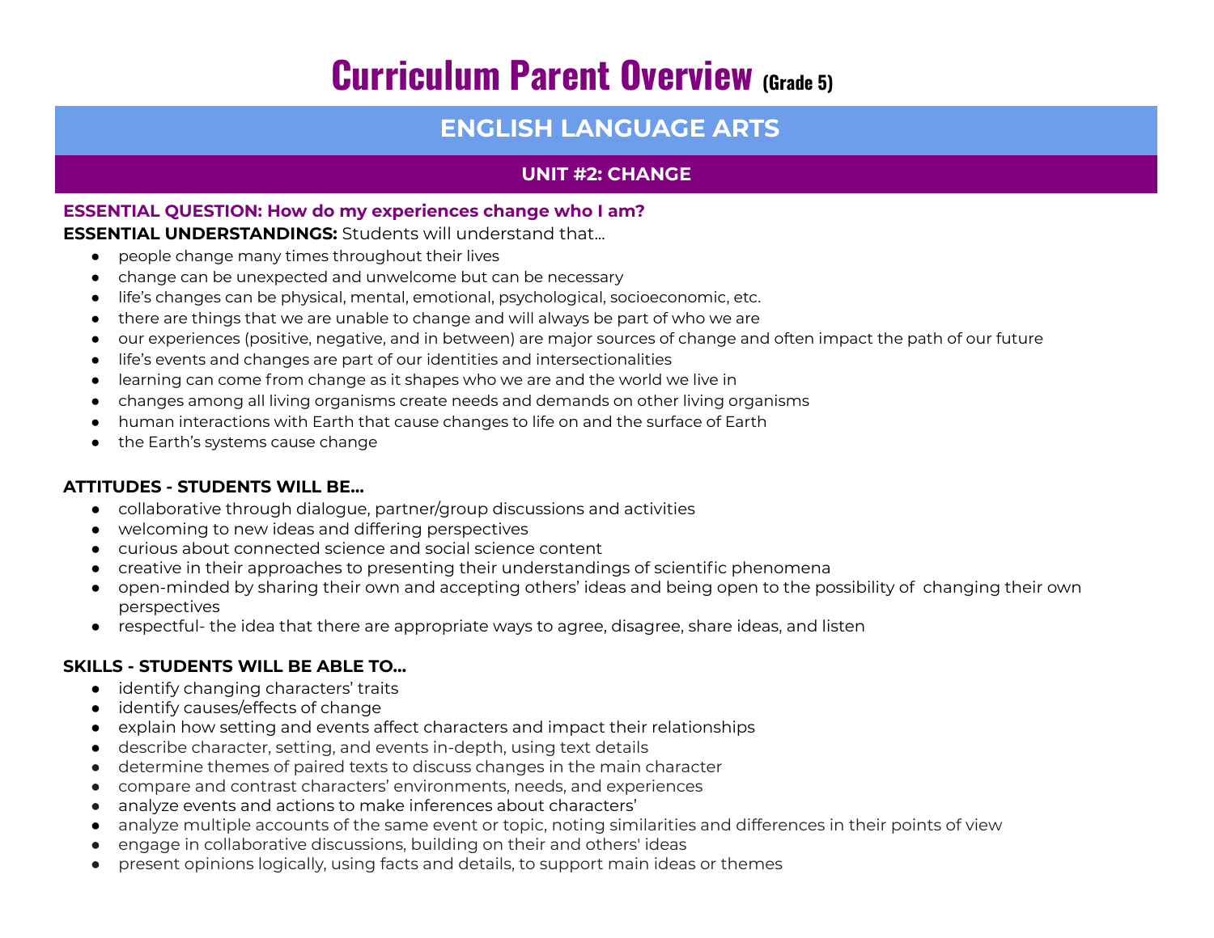# Curriculum Parent Overview (Grade 5)

## ENGLISH LANGUAGE ARTS

### UNIT #2: CHANGE

**ESSENTIAL QUESTION: How do my experiences change who I am?**

**ESSENTIAL UNDERSTANDINGS:** Students will understand that...

- people change many times throughout their lives
- change can be unexpected and unwelcome but can be necessary
- life's changes can be physical, mental, emotional, psychological, socioeconomic, etc.
- there are things that we are unable to change and will always be part of who we are
- our experiences (positive, negative, and in between) are major sources of change and often impact the path of our future
- life's events and changes are part of our identities and intersectionalities
- learning can come from change as it shapes who we are and the world we live in
- changes among all living organisms create needs and demands on other living organisms
- human interactions with Earth that cause changes to life on and the surface of Earth
- the Earth's systems cause change

**ATTITUDES - STUDENTS WILL BE...**

- collaborative through dialogue, partner/group discussions and activities
- welcoming to new ideas and differing perspectives
- curious about connected science and social science content
- creative in their approaches to presenting their understandings of scientific phenomena
- open-minded by sharing their own and accepting others' ideas and being open to the possibility of changing their own perspectives
- respectful- the idea that there are appropriate ways to agree, disagree, share ideas, and listen

**SKILLS - STUDENTS WILL BE ABLE TO...**

- identify changing characters' traits
- identify causes/effects of change
- explain how setting and events affect characters and impact their relationships
- describe character, setting, and events in-depth, using text details
- determine themes of paired texts to discuss changes in the main character
- compare and contrast characters' environments, needs, and experiences
- analyze events and actions to make inferences about characters'
- analyze multiple accounts of the same event or topic, noting similarities and differences in their points of view
- engage in collaborative discussions, building on their and others' ideas
- present opinions logically, using facts and details, to support main ideas or themes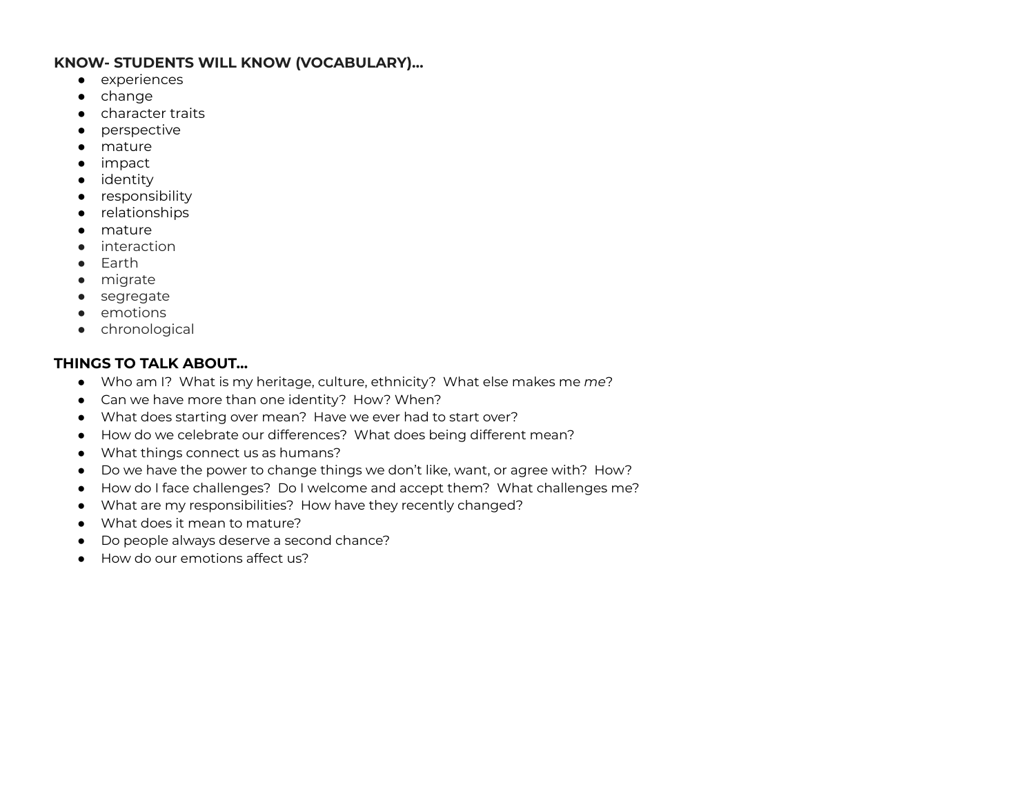**KNOW- STUDENTS WILL KNOW (VOCABULARY)...**

- experiences
- change
- character traits
- perspective
- mature
- impact
- identity
- responsibility
- relationships
- mature
- interaction
- Earth
- migrate
- segregate
- emotions
- chronological

**THINGS TO TALK ABOUT...**

- Who am I? What is my heritage, culture, ethnicity? What else makes me *me*?
- Can we have more than one identity? How? When?
- What does starting over mean? Have we ever had to start over?
- How do we celebrate our differences? What does being different mean?
- What things connect us as humans?
- Do we have the power to change things we don't like, want, or agree with? How?
- How do I face challenges? Do I welcome and accept them? What challenges me?
- What are my responsibilities? How have they recently changed?
- What does it mean to mature?
- Do people always deserve a second chance?
- How do our emotions affect us?